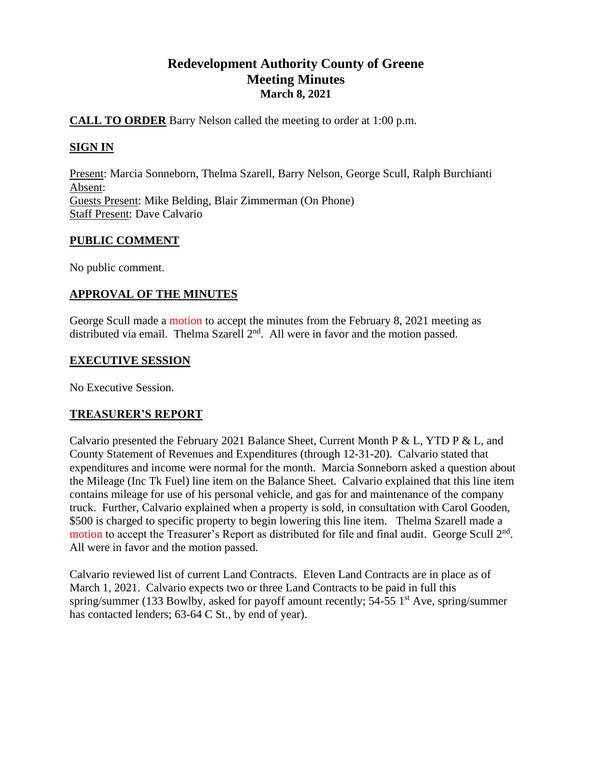# Redevelopment Authority County of Greene
## Meeting Minutes
**March 8, 2021**

**CALL TO ORDER** Barry Nelson called the meeting to order at 1:00 p.m.

**SIGN IN**

Present: Marcia Sonneborn, Thelma Szarell, Barry Nelson, George Scull, Ralph Burchianti
Absent:
Guests Present: Mike Belding, Blair Zimmerman (On Phone)
Staff Present: Dave Calvario

**PUBLIC COMMENT**

No public comment.

**APPROVAL OF THE MINUTES**

George Scull made a motion to accept the minutes from the February 8, 2021 meeting as distributed via email. Thelma Szarell 2nd. All were in favor and the motion passed.

**EXECUTIVE SESSION**

No Executive Session.

**TREASURER'S REPORT**

Calvario presented the February 2021 Balance Sheet, Current Month P & L, YTD P & L, and County Statement of Revenues and Expenditures (through 12-31-20). Calvario stated that expenditures and income were normal for the month. Marcia Sonneborn asked a question about the Mileage (Inc Tk Fuel) line item on the Balance Sheet. Calvario explained that this line item contains mileage for use of his personal vehicle, and gas for and maintenance of the company truck. Further, Calvario explained when a property is sold, in consultation with Carol Gooden, \$500 is charged to specific property to begin lowering this line item. Thelma Szarell made a motion to accept the Treasurer's Report as distributed for file and final audit. George Scull 2nd. All were in favor and the motion passed.

Calvario reviewed list of current Land Contracts. Eleven Land Contracts are in place as of March 1, 2021. Calvario expects two or three Land Contracts to be paid in full this spring/summer (133 Bowlby, asked for payoff amount recently; 54-55 1st Ave, spring/summer has contacted lenders; 63-64 C St., by end of year).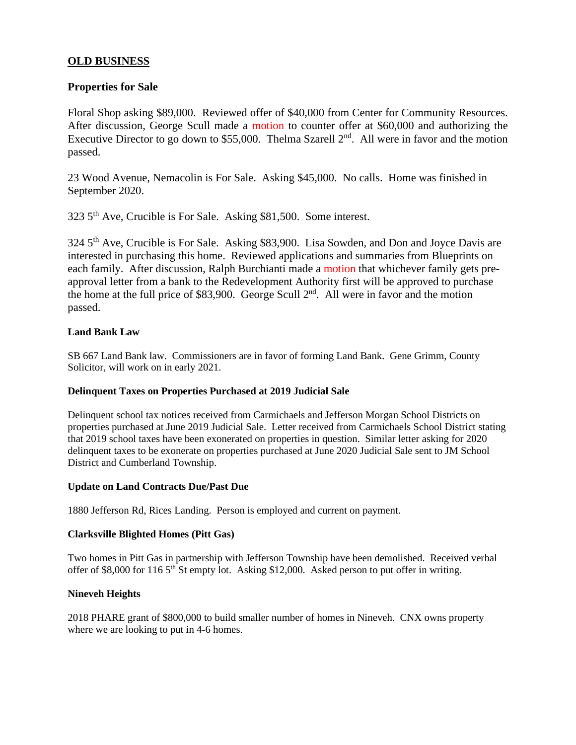## OLD BUSINESS

### Properties for Sale

Floral Shop asking $89,000. Reviewed offer of $40,000 from Center for Community Resources. After discussion, George Scull made a motion to counter offer at $60,000 and authorizing the Executive Director to go down to $55,000. Thelma Szarell 2nd. All were in favor and the motion passed.

23 Wood Avenue, Nemacolin is For Sale. Asking $45,000. No calls. Home was finished in September 2020.

323 5th Ave, Crucible is For Sale. Asking $81,500. Some interest.

324 5th Ave, Crucible is For Sale. Asking $83,900. Lisa Sowden, and Don and Joyce Davis are interested in purchasing this home. Reviewed applications and summaries from Blueprints on each family. After discussion, Ralph Burchianti made a motion that whichever family gets pre-approval letter from a bank to the Redevelopment Authority first will be approved to purchase the home at the full price of $83,900. George Scull 2nd. All were in favor and the motion passed.

#### Land Bank Law

SB 667 Land Bank law. Commissioners are in favor of forming Land Bank. Gene Grimm, County Solicitor, will work on in early 2021.

#### Delinquent Taxes on Properties Purchased at 2019 Judicial Sale

Delinquent school tax notices received from Carmichaels and Jefferson Morgan School Districts on properties purchased at June 2019 Judicial Sale. Letter received from Carmichaels School District stating that 2019 school taxes have been exonerated on properties in question. Similar letter asking for 2020 delinquent taxes to be exonerate on properties purchased at June 2020 Judicial Sale sent to JM School District and Cumberland Township.

#### Update on Land Contracts Due/Past Due

1880 Jefferson Rd, Rices Landing. Person is employed and current on payment.

#### Clarksville Blighted Homes (Pitt Gas)

Two homes in Pitt Gas in partnership with Jefferson Township have been demolished. Received verbal offer of $8,000 for 116 5th St empty lot. Asking $12,000. Asked person to put offer in writing.

#### Nineveh Heights

2018 PHARE grant of $800,000 to build smaller number of homes in Nineveh. CNX owns property where we are looking to put in 4-6 homes.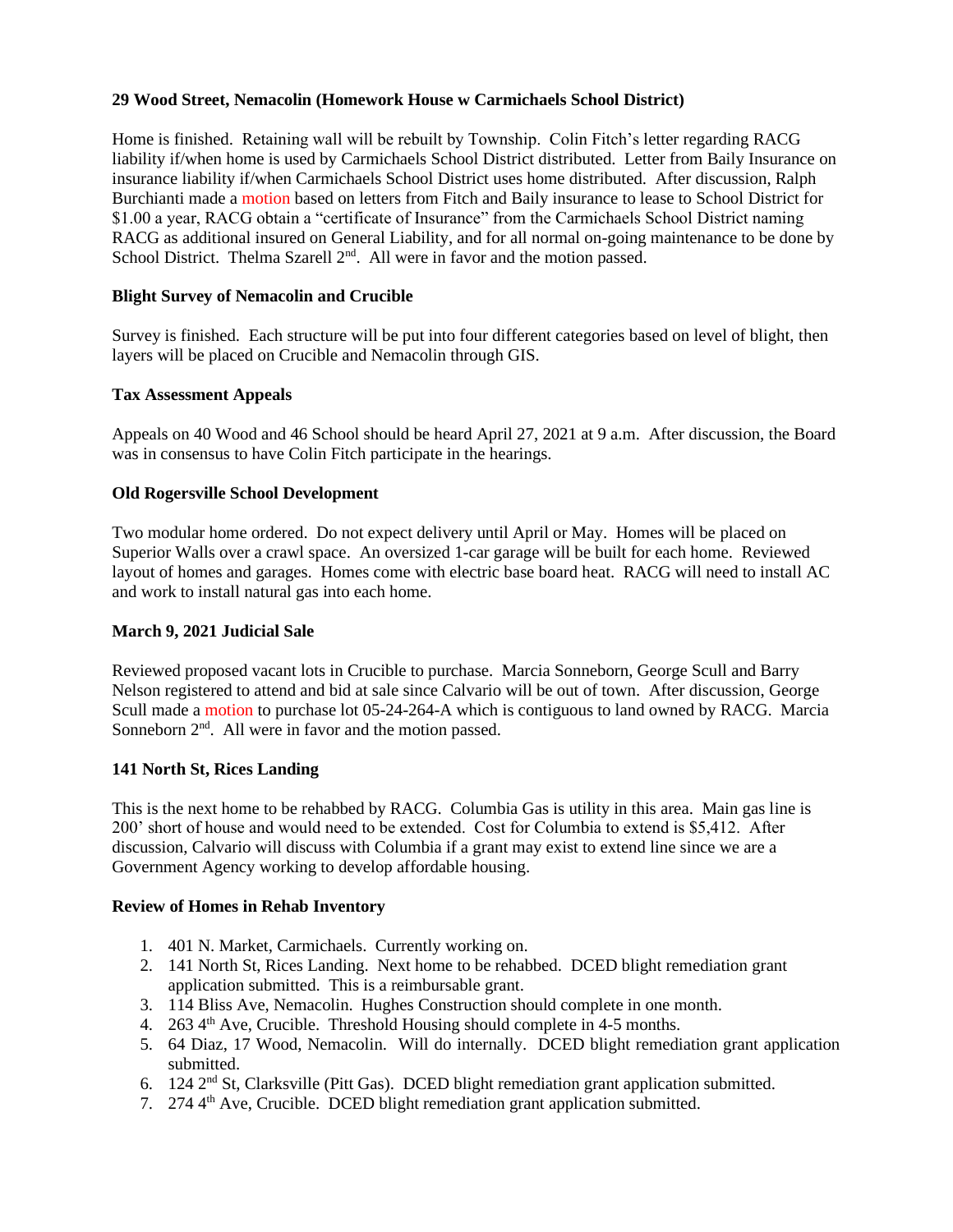**29 Wood Street, Nemacolin (Homework House w Carmichaels School District)**

Home is finished. Retaining wall will be rebuilt by Township. Colin Fitch's letter regarding RACG liability if/when home is used by Carmichaels School District distributed. Letter from Baily Insurance on insurance liability if/when Carmichaels School District uses home distributed. After discussion, Ralph Burchianti made a motion based on letters from Fitch and Baily insurance to lease to School District for $1.00 a year, RACG obtain a "certificate of Insurance" from the Carmichaels School District naming RACG as additional insured on General Liability, and for all normal on-going maintenance to be done by School District. Thelma Szarell 2nd. All were in favor and the motion passed.

**Blight Survey of Nemacolin and Crucible**

Survey is finished. Each structure will be put into four different categories based on level of blight, then layers will be placed on Crucible and Nemacolin through GIS.

**Tax Assessment Appeals**

Appeals on 40 Wood and 46 School should be heard April 27, 2021 at 9 a.m. After discussion, the Board was in consensus to have Colin Fitch participate in the hearings.

**Old Rogersville School Development**

Two modular home ordered. Do not expect delivery until April or May. Homes will be placed on Superior Walls over a crawl space. An oversized 1-car garage will be built for each home. Reviewed layout of homes and garages. Homes come with electric base board heat. RACG will need to install AC and work to install natural gas into each home.

**March 9, 2021 Judicial Sale**

Reviewed proposed vacant lots in Crucible to purchase. Marcia Sonneborn, George Scull and Barry Nelson registered to attend and bid at sale since Calvario will be out of town. After discussion, George Scull made a motion to purchase lot 05-24-264-A which is contiguous to land owned by RACG. Marcia Sonneborn 2nd. All were in favor and the motion passed.

**141 North St, Rices Landing**

This is the next home to be rehabbed by RACG. Columbia Gas is utility in this area. Main gas line is 200' short of house and would need to be extended. Cost for Columbia to extend is $5,412. After discussion, Calvario will discuss with Columbia if a grant may exist to extend line since we are a Government Agency working to develop affordable housing.

**Review of Homes in Rehab Inventory**

1. 401 N. Market, Carmichaels. Currently working on.
2. 141 North St, Rices Landing. Next home to be rehabbed. DCED blight remediation grant application submitted. This is a reimbursable grant.
3. 114 Bliss Ave, Nemacolin. Hughes Construction should complete in one month.
4. 263 4th Ave, Crucible. Threshold Housing should complete in 4-5 months.
5. 64 Diaz, 17 Wood, Nemacolin. Will do internally. DCED blight remediation grant application submitted.
6. 124 2nd St, Clarksville (Pitt Gas). DCED blight remediation grant application submitted.
7. 274 4th Ave, Crucible. DCED blight remediation grant application submitted.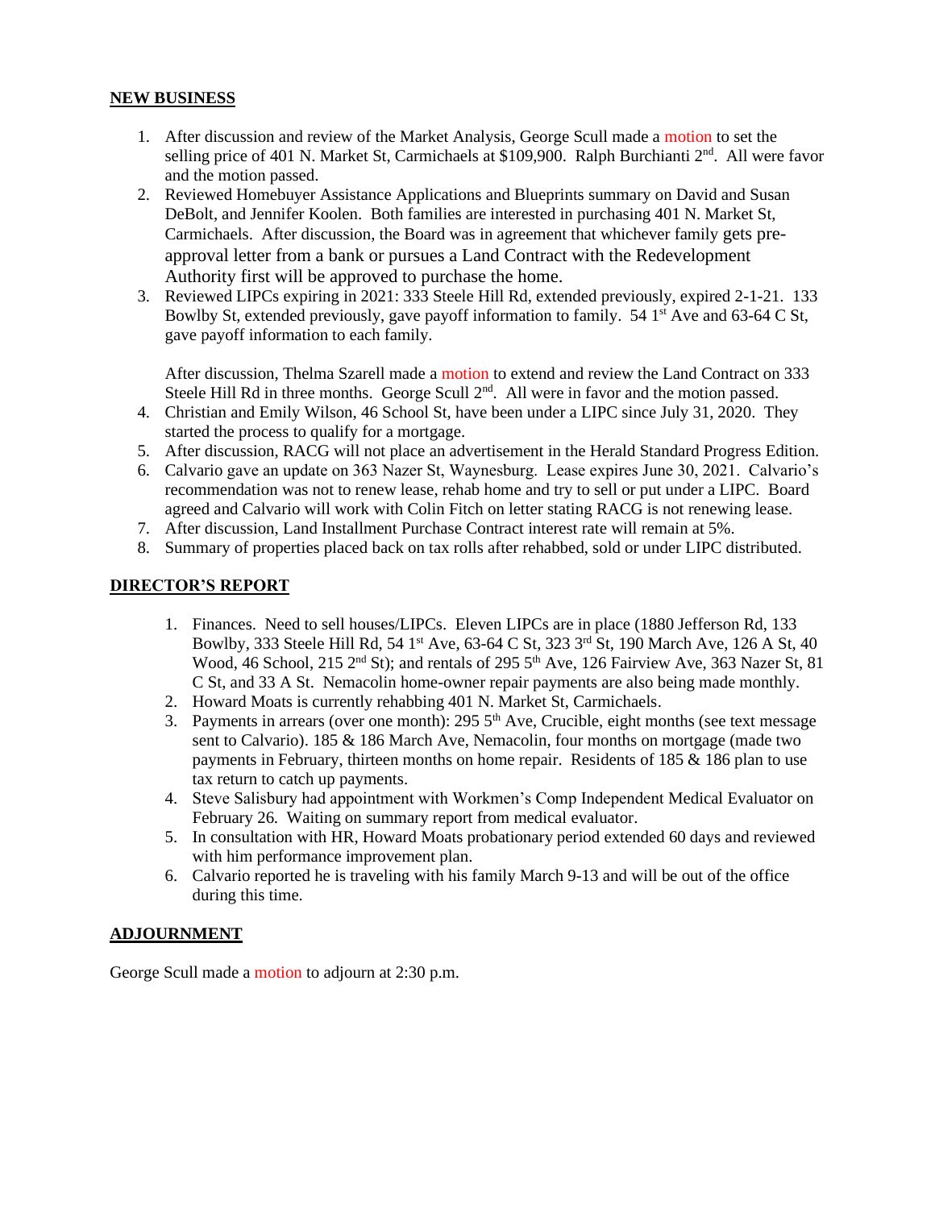## NEW BUSINESS

1. After discussion and review of the Market Analysis, George Scull made a motion to set the selling price of 401 N. Market St, Carmichaels at $109,900. Ralph Burchianti 2nd. All were favor and the motion passed.
2. Reviewed Homebuyer Assistance Applications and Blueprints summary on David and Susan DeBolt, and Jennifer Koolen. Both families are interested in purchasing 401 N. Market St, Carmichaels. After discussion, the Board was in agreement that whichever family gets pre-approval letter from a bank or pursues a Land Contract with the Redevelopment Authority first will be approved to purchase the home.
3. Reviewed LIPCs expiring in 2021: 333 Steele Hill Rd, extended previously, expired 2-1-21. 133 Bowlby St, extended previously, gave payoff information to family. 54 1st Ave and 63-64 C St, gave payoff information to each family.

   After discussion, Thelma Szarell made a motion to extend and review the Land Contract on 333 Steele Hill Rd in three months. George Scull 2nd. All were in favor and the motion passed.
4. Christian and Emily Wilson, 46 School St, have been under a LIPC since July 31, 2020. They started the process to qualify for a mortgage.
5. After discussion, RACG will not place an advertisement in the Herald Standard Progress Edition.
6. Calvario gave an update on 363 Nazer St, Waynesburg. Lease expires June 30, 2021. Calvario's recommendation was not to renew lease, rehab home and try to sell or put under a LIPC. Board agreed and Calvario will work with Colin Fitch on letter stating RACG is not renewing lease.
7. After discussion, Land Installment Purchase Contract interest rate will remain at 5%.
8. Summary of properties placed back on tax rolls after rehabbed, sold or under LIPC distributed.

## DIRECTOR'S REPORT

1. Finances. Need to sell houses/LIPCs. Eleven LIPCs are in place (1880 Jefferson Rd, 133 Bowlby, 333 Steele Hill Rd, 54 1st Ave, 63-64 C St, 323 3rd St, 190 March Ave, 126 A St, 40 Wood, 46 School, 215 2nd St); and rentals of 295 5th Ave, 126 Fairview Ave, 363 Nazer St, 81 C St, and 33 A St. Nemacolin home-owner repair payments are also being made monthly.
2. Howard Moats is currently rehabbing 401 N. Market St, Carmichaels.
3. Payments in arrears (over one month): 295 5th Ave, Crucible, eight months (see text message sent to Calvario). 185 & 186 March Ave, Nemacolin, four months on mortgage (made two payments in February, thirteen months on home repair. Residents of 185 & 186 plan to use tax return to catch up payments.
4. Steve Salisbury had appointment with Workmen's Comp Independent Medical Evaluator on February 26. Waiting on summary report from medical evaluator.
5. In consultation with HR, Howard Moats probationary period extended 60 days and reviewed with him performance improvement plan.
6. Calvario reported he is traveling with his family March 9-13 and will be out of the office during this time.

## ADJOURNMENT

George Scull made a motion to adjourn at 2:30 p.m.